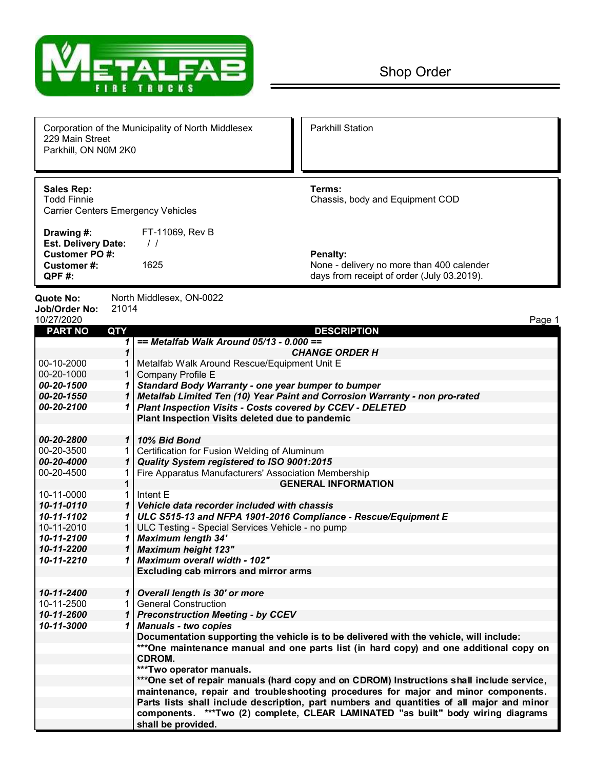# METALFAB FIRE TRUCKS

## Shop Order

| | |
|---|---|
| Corporation of the Municipality of North Middlesex<br>229 Main Street<br>Parkhill, ON N0M 2K0 | Parkhill Station |

| | |
|---|---|
| **Sales Rep:**<br>Todd Finnie<br>Carrier Centers Emergency Vehicles | **Terms:**<br>Chassis, body and Equipment COD |
| **Drawing #:** FT-11069, Rev B<br>**Est. Delivery Date:** / /<br>**Customer PO #:**<br>**Customer #:** 1625<br>**QPF #:** | **Penalty:**<br>None - delivery no more than 400 calender days from receipt of order (July 03.2019). |

**Quote No:** North Middlesex, ON-0022
**Job/Order No:** 21014
10/27/2020

| PART NO | QTY | DESCRIPTION |
|---|---|---|
| | ***1*** | ***== Metalfab Walk Around 05/13 - 0.000 ==*** |
| | ***1*** | ***CHANGE ORDER H*** |
| 00-10-2000 | 1 | Metalfab Walk Around Rescue/Equipment Unit E |
| 00-20-1000 | 1 | Company Profile E |
| ***00-20-1500*** | ***1*** | ***Standard Body Warranty - one year bumper to bumper*** |
| ***00-20-1550*** | ***1*** | ***Metalfab Limited Ten (10) Year Paint and Corrosion Warranty - non pro-rated*** |
| ***00-20-2100*** | ***1*** | ***Plant Inspection Visits - Costs covered by CCEV - DELETED*** |
| | | **Plant Inspection Visits deleted due to pandemic** |
| ***00-20-2800*** | ***1*** | ***10% Bid Bond*** |
| 00-20-3500 | 1 | Certification for Fusion Welding of Aluminum |
| ***00-20-4000*** | ***1*** | ***Quality System registered to ISO 9001:2015*** |
| 00-20-4500 | 1 | Fire Apparatus Manufacturers' Association Membership |
| | **1** | **GENERAL INFORMATION** |
| 10-11-0000 | 1 | Intent E |
| ***10-11-0110*** | ***1*** | ***Vehicle data recorder included with chassis*** |
| ***10-11-1102*** | ***1*** | ***ULC S515-13 and NFPA 1901-2016 Compliance - Rescue/Equipment E*** |
| 10-11-2010 | 1 | ULC Testing - Special Services Vehicle - no pump |
| ***10-11-2100*** | ***1*** | ***Maximum length 34'*** |
| ***10-11-2200*** | ***1*** | ***Maximum height 123"*** |
| ***10-11-2210*** | ***1*** | ***Maximum overall width - 102"*** |
| | | **Excluding cab mirrors and mirror arms** |
| ***10-11-2400*** | ***1*** | ***Overall length is 30' or more*** |
| 10-11-2500 | 1 | General Construction |
| ***10-11-2600*** | ***1*** | ***Preconstruction Meeting - by CCEV*** |
| ***10-11-3000*** | ***1*** | ***Manuals - two copies*** |
| | | **Documentation supporting the vehicle is to be delivered with the vehicle, will include:** |
| | | **\*\*\*One maintenance manual and one parts list (in hard copy) and one additional copy on CDROM.** |
| | | **\*\*\*Two operator manuals.** |
| | | **\*\*\*One set of repair manuals (hard copy and on CDROM) Instructions shall include service, maintenance, repair and troubleshooting procedures for major and minor components. Parts lists shall include description, part numbers and quantities of all major and minor components. \*\*\*Two (2) complete, CLEAR LAMINATED "as built" body wiring diagrams shall be provided.** |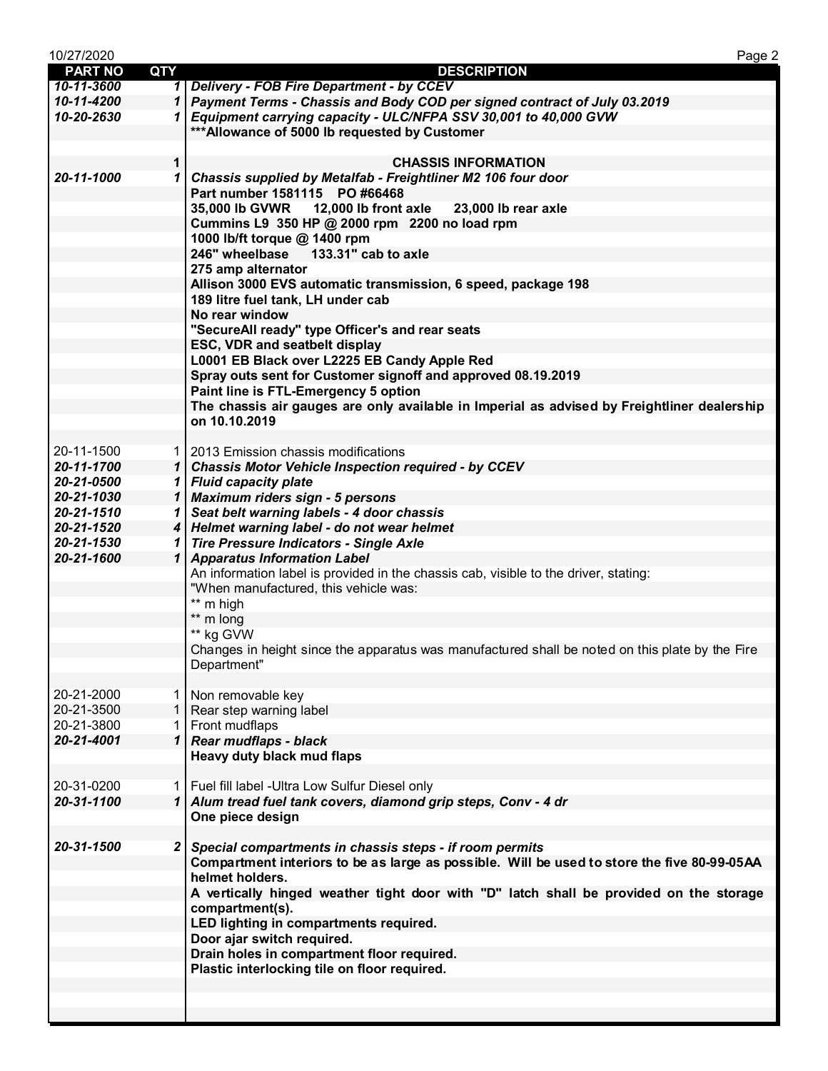| PART NO | QTY | DESCRIPTION |
|---|---|---|
| ***10-11-3600*** | ***1*** | ***Delivery - FOB Fire Department - by CCEV*** |
| ***10-11-4200*** | ***1*** | ***Payment Terms - Chassis and Body COD per signed contract of July 03.2019*** |
| ***10-20-2630*** | ***1*** | ***Equipment carrying capacity - ULC/NFPA SSV 30,001 to 40,000 GVW*** |
| | | **\*\*\*Allowance of 5000 lb requested by Customer** |
| | | |
| | **1** | **CHASSIS INFORMATION** |
| ***20-11-1000*** | ***1*** | ***Chassis supplied by Metalfab - Freightliner M2 106 four door*** |
| | | **Part number 1581115 PO #66468** |
| | | **35,000 lb GVWR 12,000 lb front axle 23,000 lb rear axle** |
| | | **Cummins L9 350 HP @ 2000 rpm 2200 no load rpm** |
| | | **1000 lb/ft torque @ 1400 rpm** |
| | | **246" wheelbase 133.31" cab to axle** |
| | | **275 amp alternator** |
| | | **Allison 3000 EVS automatic transmission, 6 speed, package 198** |
| | | **189 litre fuel tank, LH under cab** |
| | | **No rear window** |
| | | **"SecureAll ready" type Officer's and rear seats** |
| | | **ESC, VDR and seatbelt display** |
| | | **L0001 EB Black over L2225 EB Candy Apple Red** |
| | | **Spray outs sent for Customer signoff and approved 08.19.2019** |
| | | **Paint line is FTL-Emergency 5 option** |
| | | **The chassis air gauges are only available in Imperial as advised by Freightliner dealership on 10.10.2019** |
| | | |
| 20-11-1500 | 1 | 2013 Emission chassis modifications |
| ***20-11-1700*** | ***1*** | ***Chassis Motor Vehicle Inspection required - by CCEV*** |
| ***20-21-0500*** | ***1*** | ***Fluid capacity plate*** |
| ***20-21-1030*** | ***1*** | ***Maximum riders sign - 5 persons*** |
| ***20-21-1510*** | ***1*** | ***Seat belt warning labels - 4 door chassis*** |
| ***20-21-1520*** | ***4*** | ***Helmet warning label - do not wear helmet*** |
| ***20-21-1530*** | ***1*** | ***Tire Pressure Indicators - Single Axle*** |
| ***20-21-1600*** | ***1*** | ***Apparatus Information Label*** |
| | | An information label is provided in the chassis cab, visible to the driver, stating: |
| | | "When manufactured, this vehicle was: |
| | | ** m high |
| | | ** m long |
| | | ** kg GVW |
| | | Changes in height since the apparatus was manufactured shall be noted on this plate by the Fire Department" |
| | | |
| 20-21-2000 | 1 | Non removable key |
| 20-21-3500 | 1 | Rear step warning label |
| 20-21-3800 | 1 | Front mudflaps |
| ***20-21-4001*** | ***1*** | ***Rear mudflaps - black*** |
| | | **Heavy duty black mud flaps** |
| | | |
| 20-31-0200 | 1 | Fuel fill label -Ultra Low Sulfur Diesel only |
| ***20-31-1100*** | ***1*** | ***Alum tread fuel tank covers, diamond grip steps, Conv - 4 dr*** |
| | | **One piece design** |
| | | |
| ***20-31-1500*** | ***2*** | ***Special compartments in chassis steps - if room permits*** |
| | | **Compartment interiors to be as large as possible. Will be used to store the five 80-99-05AA helmet holders.** |
| | | **A vertically hinged weather tight door with "D" latch shall be provided on the storage compartment(s).** |
| | | **LED lighting in compartments required.** |
| | | **Door ajar switch required.** |
| | | **Drain holes in compartment floor required.** |
| | | **Plastic interlocking tile on floor required.** |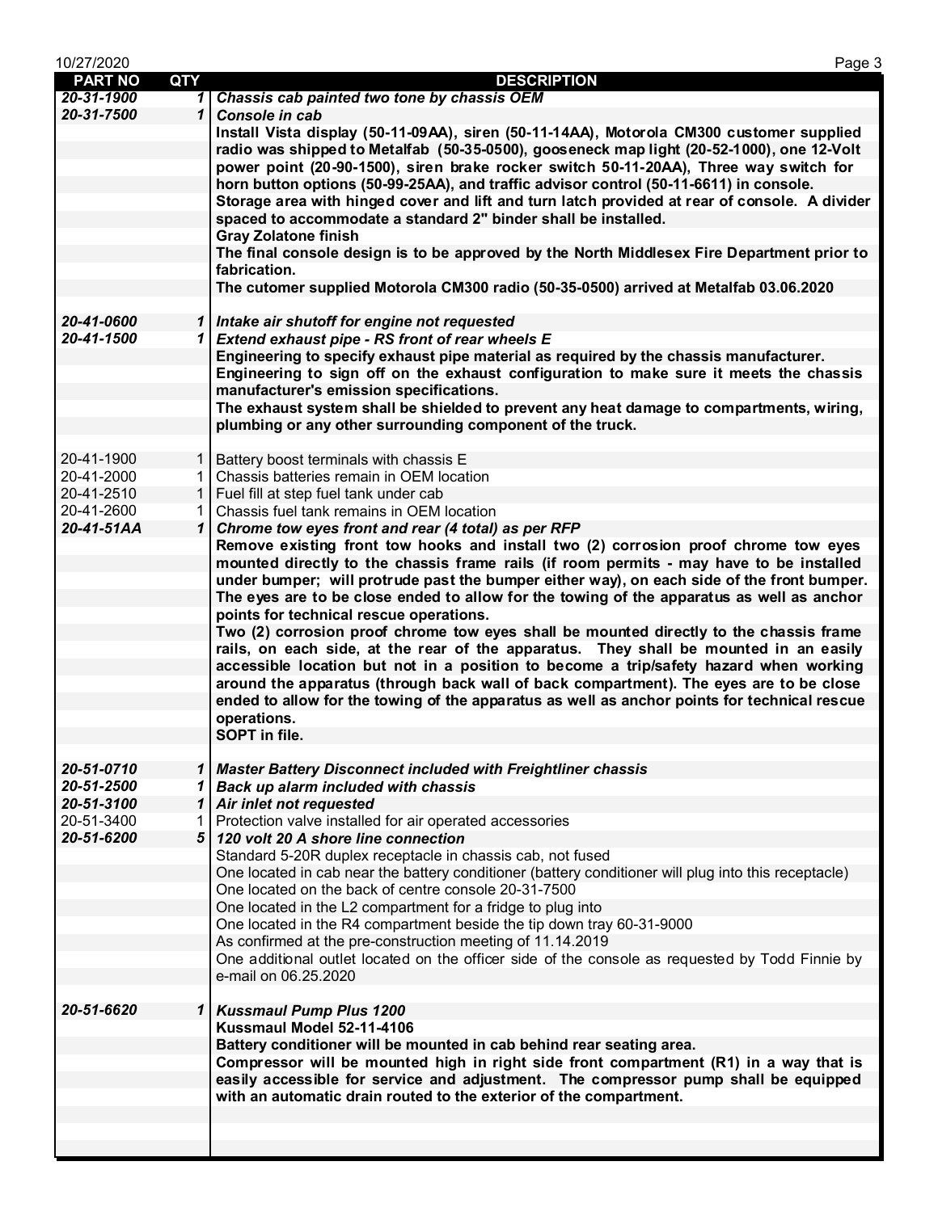| PART NO | QTY | DESCRIPTION |
|---|---|---|
| ***20-31-1900*** | ***1*** | ***Chassis cab painted two tone by chassis OEM*** |
| ***20-31-7500*** | ***1*** | ***Console in cab*** |
| | | **Install Vista display (50-11-09AA), siren (50-11-14AA), Motorola CM300 customer supplied radio was shipped to Metalfab (50-35-0500), gooseneck map light (20-52-1000), one 12-Volt power point (20-90-1500), siren brake rocker switch 50-11-20AA), Three way switch for horn button options (50-99-25AA), and traffic advisor control (50-11-6611) in console.** |
| | | **Storage area with hinged cover and lift and turn latch provided at rear of console. A divider spaced to accommodate a standard 2" binder shall be installed.** |
| | | **Gray Zolatone finish** |
| | | **The final console design is to be approved by the North Middlesex Fire Department prior to fabrication.** |
| | | **The cutomer supplied Motorola CM300 radio (50-35-0500) arrived at Metalfab 03.06.2020** |
| | | |
| ***20-41-0600*** | ***1*** | ***Intake air shutoff for engine not requested*** |
| ***20-41-1500*** | ***1*** | ***Extend exhaust pipe - RS front of rear wheels E*** |
| | | **Engineering to specify exhaust pipe material as required by the chassis manufacturer.** |
| | | **Engineering to sign off on the exhaust configuration to make sure it meets the chassis manufacturer's emission specifications.** |
| | | **The exhaust system shall be shielded to prevent any heat damage to compartments, wiring, plumbing or any other surrounding component of the truck.** |
| | | |
| 20-41-1900 | 1 | Battery boost terminals with chassis E |
| 20-41-2000 | 1 | Chassis batteries remain in OEM location |
| 20-41-2510 | 1 | Fuel fill at step fuel tank under cab |
| 20-41-2600 | 1 | Chassis fuel tank remains in OEM location |
| ***20-41-51AA*** | ***1*** | ***Chrome tow eyes front and rear (4 total) as per RFP*** |
| | | **Remove existing front tow hooks and install two (2) corrosion proof chrome tow eyes mounted directly to the chassis frame rails (if room permits - may have to be installed under bumper; will protrude past the bumper either way), on each side of the front bumper. The eyes are to be close ended to allow for the towing of the apparatus as well as anchor points for technical rescue operations.** |
| | | **Two (2) corrosion proof chrome tow eyes shall be mounted directly to the chassis frame rails, on each side, at the rear of the apparatus. They shall be mounted in an easily accessible location but not in a position to become a trip/safety hazard when working around the apparatus (through back wall of back compartment). The eyes are to be close ended to allow for the towing of the apparatus as well as anchor points for technical rescue operations.** |
| | | **SOPT in file.** |
| | | |
| ***20-51-0710*** | ***1*** | ***Master Battery Disconnect included with Freightliner chassis*** |
| ***20-51-2500*** | ***1*** | ***Back up alarm included with chassis*** |
| ***20-51-3100*** | ***1*** | ***Air inlet not requested*** |
| 20-51-3400 | 1 | Protection valve installed for air operated accessories |
| ***20-51-6200*** | ***5*** | ***120 volt 20 A shore line connection*** |
| | | Standard 5-20R duplex receptacle in chassis cab, not fused |
| | | One located in cab near the battery conditioner (battery conditioner will plug into this receptacle) |
| | | One located on the back of centre console 20-31-7500 |
| | | One located in the L2 compartment for a fridge to plug into |
| | | One located in the R4 compartment beside the tip down tray 60-31-9000 |
| | | As confirmed at the pre-construction meeting of 11.14.2019 |
| | | One additional outlet located on the officer side of the console as requested by Todd Finnie by e-mail on 06.25.2020 |
| | | |
| ***20-51-6620*** | ***1*** | ***Kussmaul Pump Plus 1200*** |
| | | **Kussmaul Model 52-11-4106** |
| | | **Battery conditioner will be mounted in cab behind rear seating area.** |
| | | **Compressor will be mounted high in right side front compartment (R1) in a way that is easily accessible for service and adjustment. The compressor pump shall be equipped with an automatic drain routed to the exterior of the compartment.** |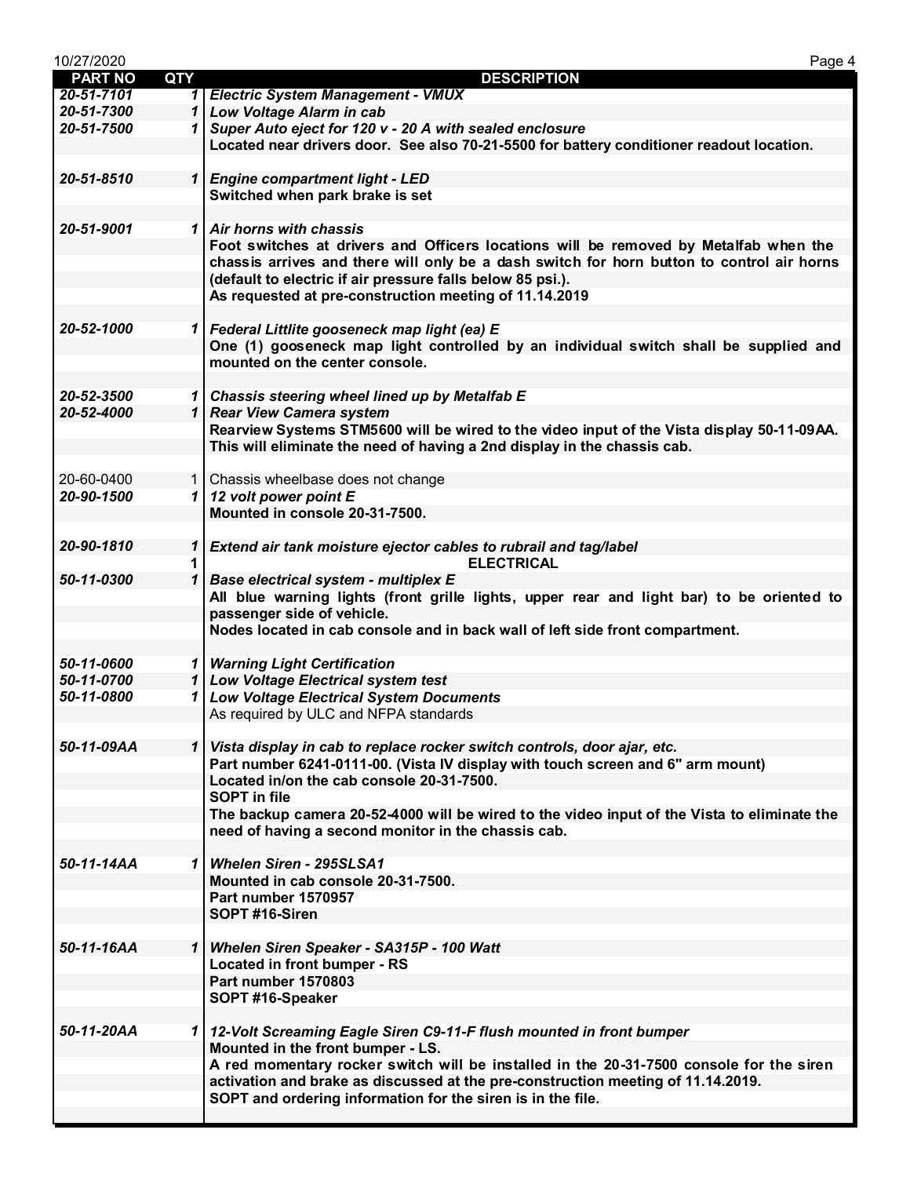| PART NO | QTY | DESCRIPTION |
|---|---|---|
| ***20-51-7101*** | ***1*** | ***Electric System Management - VMUX*** |
| ***20-51-7300*** | ***1*** | ***Low Voltage Alarm in cab*** |
| ***20-51-7500*** | ***1*** | ***Super Auto eject for 120 v - 20 A with sealed enclosure*** |
| | | **Located near drivers door. See also 70-21-5500 for battery conditioner readout location.** |
| | | |
| ***20-51-8510*** | ***1*** | ***Engine compartment light - LED*** |
| | | **Switched when park brake is set** |
| | | |
| ***20-51-9001*** | ***1*** | ***Air horns with chassis*** |
| | | **Foot switches at drivers and Officers locations will be removed by Metalfab when the chassis arrives and there will only be a dash switch for horn button to control air horns (default to electric if air pressure falls below 85 psi.).** |
| | | **As requested at pre-construction meeting of 11.14.2019** |
| | | |
| ***20-52-1000*** | ***1*** | ***Federal Littlite gooseneck map light (ea) E*** |
| | | **One (1) gooseneck map light controlled by an individual switch shall be supplied and mounted on the center console.** |
| | | |
| ***20-52-3500*** | ***1*** | ***Chassis steering wheel lined up by Metalfab E*** |
| ***20-52-4000*** | ***1*** | ***Rear View Camera system*** |
| | | **Rearview Systems STM5600 will be wired to the video input of the Vista display 50-11-09AA. This will eliminate the need of having a 2nd display in the chassis cab.** |
| | | |
| 20-60-0400 | 1 | Chassis wheelbase does not change |
| ***20-90-1500*** | ***1*** | ***12 volt power point E*** |
| | | **Mounted in console 20-31-7500.** |
| | | |
| ***20-90-1810*** | ***1*** | ***Extend air tank moisture ejector cables to rubrail and tag/label*** |
| | **1** | **ELECTRICAL** |
| ***50-11-0300*** | ***1*** | ***Base electrical system - multiplex E*** |
| | | **All blue warning lights (front grille lights, upper rear and light bar) to be oriented to passenger side of vehicle.** |
| | | **Nodes located in cab console and in back wall of left side front compartment.** |
| | | |
| ***50-11-0600*** | ***1*** | ***Warning Light Certification*** |
| ***50-11-0700*** | ***1*** | ***Low Voltage Electrical system test*** |
| ***50-11-0800*** | ***1*** | ***Low Voltage Electrical System Documents*** |
| | | As required by ULC and NFPA standards |
| | | |
| ***50-11-09AA*** | ***1*** | ***Vista display in cab to replace rocker switch controls, door ajar, etc.*** |
| | | **Part number 6241-0111-00. (Vista IV display with touch screen and 6" arm mount)** |
| | | **Located in/on the cab console 20-31-7500.** |
| | | **SOPT in file** |
| | | **The backup camera 20-52-4000 will be wired to the video input of the Vista to eliminate the need of having a second monitor in the chassis cab.** |
| | | |
| ***50-11-14AA*** | ***1*** | ***Whelen Siren - 295SLSA1*** |
| | | **Mounted in cab console 20-31-7500.** |
| | | **Part number 1570957** |
| | | **SOPT #16-Siren** |
| | | |
| ***50-11-16AA*** | ***1*** | ***Whelen Siren Speaker - SA315P - 100 Watt*** |
| | | **Located in front bumper - RS** |
| | | **Part number 1570803** |
| | | **SOPT #16-Speaker** |
| | | |
| ***50-11-20AA*** | ***1*** | ***12-Volt Screaming Eagle Siren C9-11-F flush mounted in front bumper*** |
| | | **Mounted in the front bumper - LS.** |
| | | **A red momentary rocker switch will be installed in the 20-31-7500 console for the siren activation and brake as discussed at the pre-construction meeting of 11.14.2019.** |
| | | **SOPT and ordering information for the siren is in the file.** |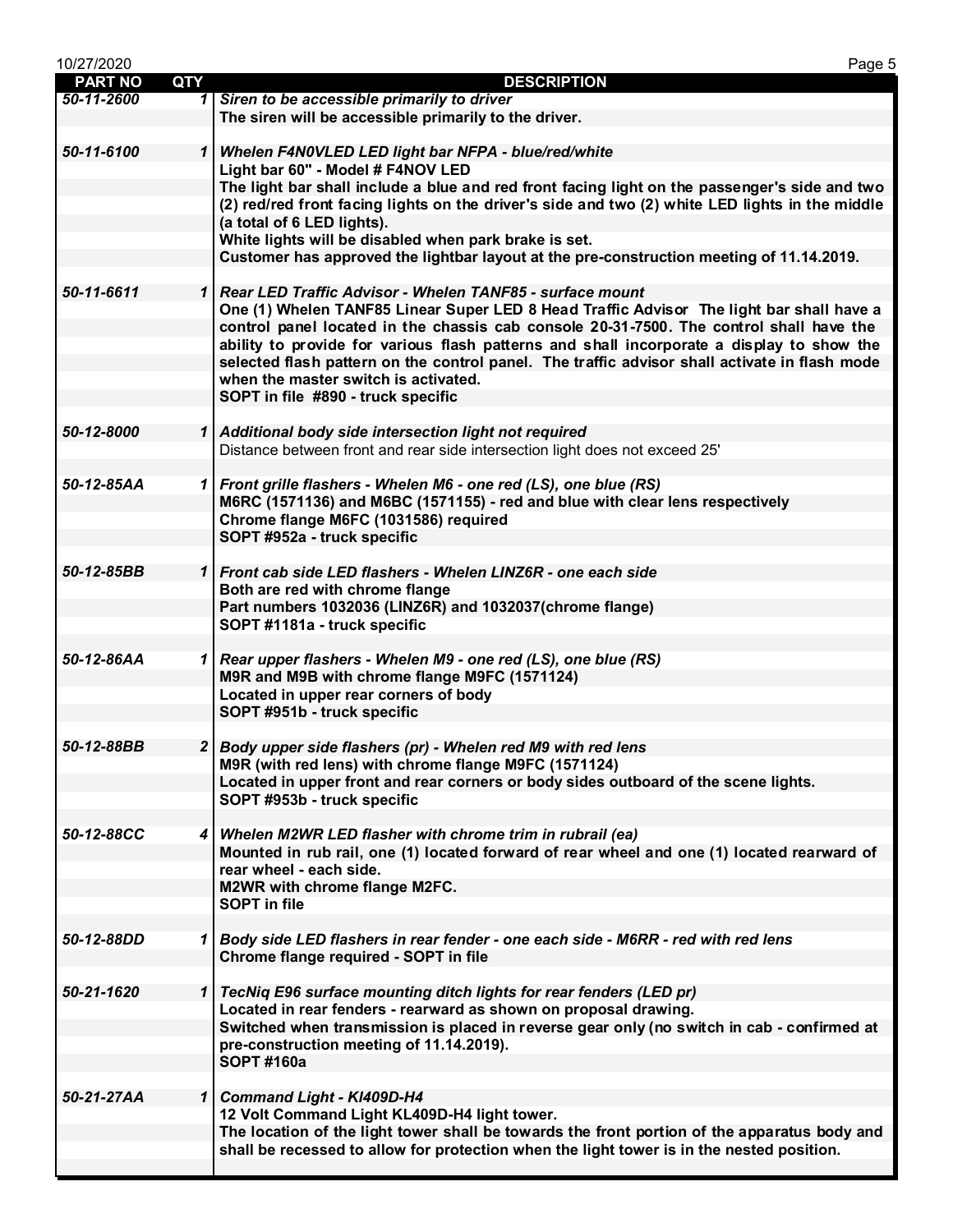| PART NO | QTY | DESCRIPTION |
|---|---|---|
| *50-11-2600* | *1* | ***Siren to be accessible primarily to driver*** |
| | | **The siren will be accessible primarily to the driver.** |
| *50-11-6100* | *1* | ***Whelen F4N0VLED LED light bar NFPA - blue/red/white*** |
| | | **Light bar 60" - Model # F4NOV LED** |
| | | **The light bar shall include a blue and red front facing light on the passenger's side and two (2) red/red front facing lights on the driver's side and two (2) white LED lights in the middle (a total of 6 LED lights).** |
| | | **White lights will be disabled when park brake is set.** |
| | | **Customer has approved the lightbar layout at the pre-construction meeting of 11.14.2019.** |
| *50-11-6611* | *1* | ***Rear LED Traffic Advisor - Whelen TANF85 - surface mount*** |
| | | **One (1) Whelen TANF85 Linear Super LED 8 Head Traffic Advisor The light bar shall have a control panel located in the chassis cab console 20-31-7500. The control shall have the ability to provide for various flash patterns and shall incorporate a display to show the selected flash pattern on the control panel. The traffic advisor shall activate in flash mode when the master switch is activated.** |
| | | **SOPT in file #890 - truck specific** |
| *50-12-8000* | *1* | ***Additional body side intersection light not required*** |
| | | Distance between front and rear side intersection light does not exceed 25' |
| *50-12-85AA* | *1* | ***Front grille flashers - Whelen M6 - one red (LS), one blue (RS)*** |
| | | **M6RC (1571136) and M6BC (1571155) - red and blue with clear lens respectively** |
| | | **Chrome flange M6FC (1031586) required** |
| | | **SOPT #952a - truck specific** |
| *50-12-85BB* | *1* | ***Front cab side LED flashers - Whelen LINZ6R - one each side*** |
| | | **Both are red with chrome flange** |
| | | **Part numbers 1032036 (LINZ6R) and 1032037(chrome flange)** |
| | | **SOPT #1181a - truck specific** |
| *50-12-86AA* | *1* | ***Rear upper flashers - Whelen M9 - one red (LS), one blue (RS)*** |
| | | **M9R and M9B with chrome flange M9FC (1571124)** |
| | | **Located in upper rear corners of body** |
| | | **SOPT #951b - truck specific** |
| *50-12-88BB* | *2* | ***Body upper side flashers (pr) - Whelen red M9 with red lens*** |
| | | **M9R (with red lens) with chrome flange M9FC (1571124)** |
| | | **Located in upper front and rear corners or body sides outboard of the scene lights.** |
| | | **SOPT #953b - truck specific** |
| *50-12-88CC* | *4* | ***Whelen M2WR LED flasher with chrome trim in rubrail (ea)*** |
| | | **Mounted in rub rail, one (1) located forward of rear wheel and one (1) located rearward of rear wheel - each side.** |
| | | **M2WR with chrome flange M2FC.** |
| | | **SOPT in file** |
| *50-12-88DD* | *1* | ***Body side LED flashers in rear fender - one each side - M6RR - red with red lens*** |
| | | **Chrome flange required - SOPT in file** |
| *50-21-1620* | *1* | ***TecNiq E96 surface mounting ditch lights for rear fenders (LED pr)*** |
| | | **Located in rear fenders - rearward as shown on proposal drawing.** |
| | | **Switched when transmission is placed in reverse gear only (no switch in cab - confirmed at pre-construction meeting of 11.14.2019).** |
| | | **SOPT #160a** |
| *50-21-27AA* | *1* | ***Command Light - KI409D-H4*** |
| | | **12 Volt Command Light KL409D-H4 light tower.** |
| | | **The location of the light tower shall be towards the front portion of the apparatus body and shall be recessed to allow for protection when the light tower is in the nested position.** |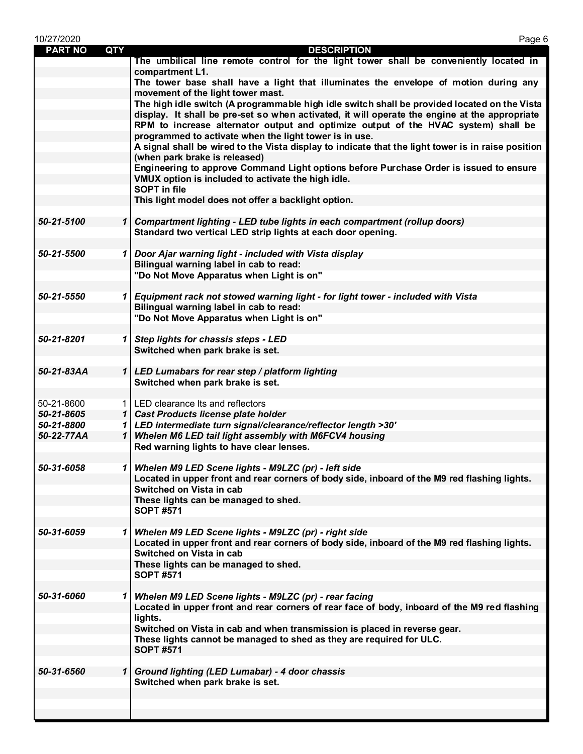| PART NO | QTY | DESCRIPTION |
|---|---|---|
| | | The umbilical line remote control for the light tower shall be conveniently located in compartment L1. |
| | | The tower base shall have a light that illuminates the envelope of motion during any movement of the light tower mast. |
| | | The high idle switch (A programmable high idle switch shall be provided located on the Vista display. It shall be pre-set so when activated, it will operate the engine at the appropriate RPM to increase alternator output and optimize output of the HVAC system) shall be programmed to activate when the light tower is in use. |
| | | A signal shall be wired to the Vista display to indicate that the light tower is in raise position (when park brake is released) |
| | | Engineering to approve Command Light options before Purchase Order is issued to ensure VMUX option is included to activate the high idle. |
| | | SOPT in file |
| | | This light model does not offer a backlight option. |
| | | |
| *50-21-5100* | *1* | *Compartment lighting - LED tube lights in each compartment (rollup doors)* |
| | | Standard two vertical LED strip lights at each door opening. |
| | | |
| *50-21-5500* | *1* | *Door Ajar warning light - included with Vista display* |
| | | Bilingual warning label in cab to read: |
| | | "Do Not Move Apparatus when Light is on" |
| | | |
| *50-21-5550* | *1* | *Equipment rack not stowed warning light - for light tower - included with Vista* |
| | | Bilingual warning label in cab to read: |
| | | "Do Not Move Apparatus when Light is on" |
| | | |
| *50-21-8201* | *1* | *Step lights for chassis steps - LED* |
| | | Switched when park brake is set. |
| | | |
| *50-21-83AA* | *1* | *LED Lumabars for rear step / platform lighting* |
| | | Switched when park brake is set. |
| | | |
| 50-21-8600 | 1 | LED clearance lts and reflectors |
| *50-21-8605* | *1* | *Cast Products license plate holder* |
| *50-21-8800* | *1* | *LED intermediate turn signal/clearance/reflector length >30'* |
| *50-22-77AA* | *1* | *Whelen M6 LED tail light assembly with M6FCV4 housing* |
| | | Red warning lights to have clear lenses. |
| | | |
| *50-31-6058* | *1* | *Whelen M9 LED Scene lights - M9LZC (pr) - left side* |
| | | Located in upper front and rear corners of body side, inboard of the M9 red flashing lights. |
| | | Switched on Vista in cab |
| | | These lights can be managed to shed. |
| | | SOPT #571 |
| | | |
| *50-31-6059* | *1* | *Whelen M9 LED Scene lights - M9LZC (pr) - right side* |
| | | Located in upper front and rear corners of body side, inboard of the M9 red flashing lights. |
| | | Switched on Vista in cab |
| | | These lights can be managed to shed. |
| | | SOPT #571 |
| | | |
| *50-31-6060* | *1* | *Whelen M9 LED Scene lights - M9LZC (pr) - rear facing* |
| | | Located in upper front and rear corners of rear face of body, inboard of the M9 red flashing lights. |
| | | Switched on Vista in cab and when transmission is placed in reverse gear. |
| | | These lights cannot be managed to shed as they are required for ULC. |
| | | SOPT #571 |
| | | |
| *50-31-6560* | *1* | *Ground lighting (LED Lumabar) - 4 door chassis* |
| | | Switched when park brake is set. |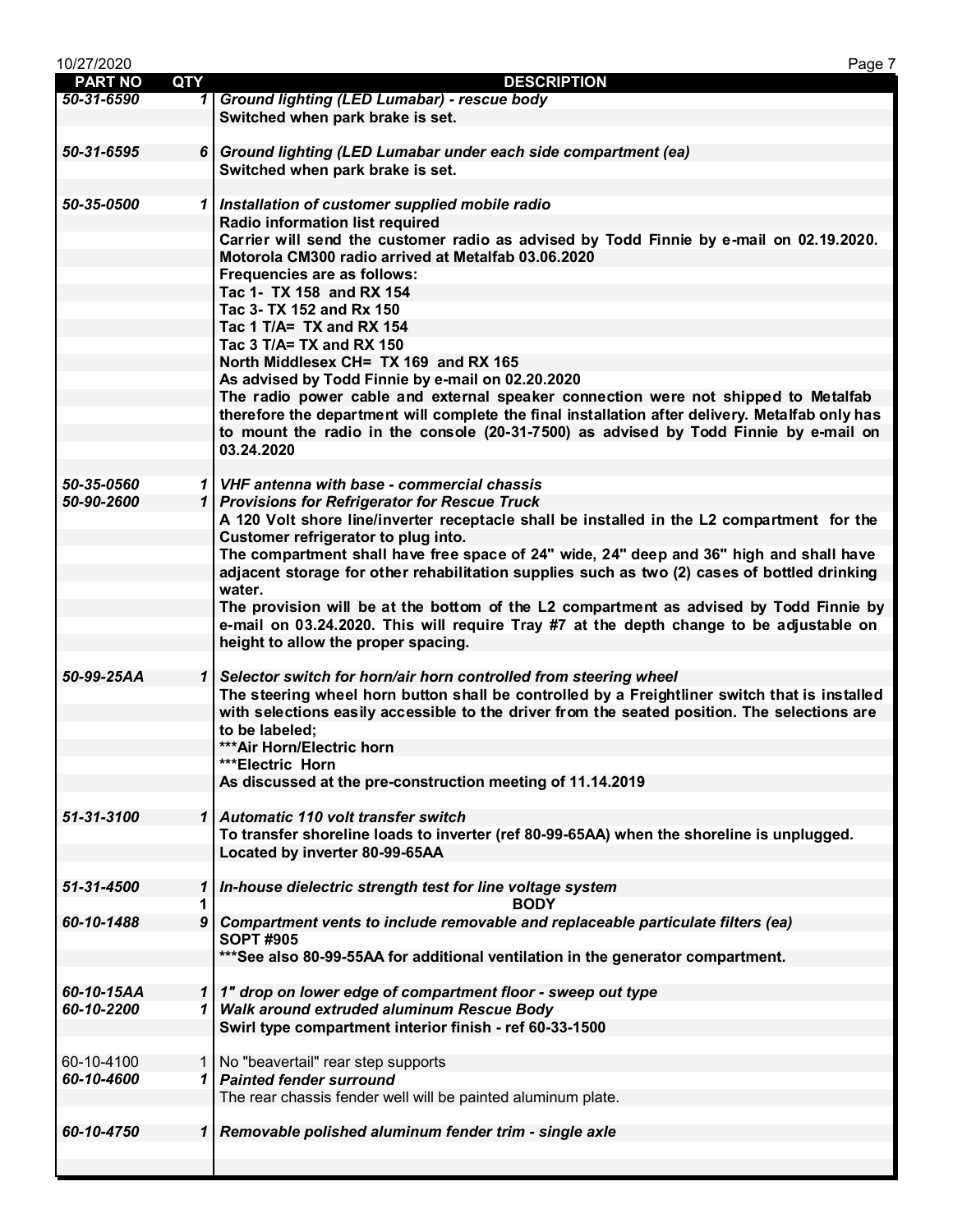| PART NO | QTY | DESCRIPTION |
|---|---|---|
| *50-31-6590* | *1* | ***Ground lighting (LED Lumabar) - rescue body*** |
| | | **Switched when park brake is set.** |
| | | |
| *50-31-6595* | *6* | ***Ground lighting (LED Lumabar under each side compartment (ea)*** |
| | | **Switched when park brake is set.** |
| | | |
| *50-35-0500* | *1* | ***Installation of customer supplied mobile radio*** |
| | | **Radio information list required** |
| | | **Carrier will send the customer radio as advised by Todd Finnie by e-mail on 02.19.2020.** |
| | | **Motorola CM300 radio arrived at Metalfab 03.06.2020** |
| | | **Frequencies are as follows:** |
| | | **Tac 1- TX 158 and RX 154** |
| | | **Tac 3- TX 152 and Rx 150** |
| | | **Tac 1 T/A= TX and RX 154** |
| | | **Tac 3 T/A= TX and RX 150** |
| | | **North Middlesex CH= TX 169 and RX 165** |
| | | **As advised by Todd Finnie by e-mail on 02.20.2020** |
| | | **The radio power cable and external speaker connection were not shipped to Metalfab therefore the department will complete the final installation after delivery. Metalfab only has to mount the radio in the console (20-31-7500) as advised by Todd Finnie by e-mail on 03.24.2020** |
| | | |
| *50-35-0560* | *1* | ***VHF antenna with base - commercial chassis*** |
| *50-90-2600* | *1* | ***Provisions for Refrigerator for Rescue Truck*** |
| | | **A 120 Volt shore line/inverter receptacle shall be installed in the L2 compartment for the Customer refrigerator to plug into.** |
| | | **The compartment shall have free space of 24" wide, 24" deep and 36" high and shall have adjacent storage for other rehabilitation supplies such as two (2) cases of bottled drinking water.** |
| | | **The provision will be at the bottom of the L2 compartment as advised by Todd Finnie by e-mail on 03.24.2020. This will require Tray #7 at the depth change to be adjustable on height to allow the proper spacing.** |
| | | |
| *50-99-25AA* | *1* | ***Selector switch for horn/air horn controlled from steering wheel*** |
| | | **The steering wheel horn button shall be controlled by a Freightliner switch that is installed with selections easily accessible to the driver from the seated position. The selections are to be labeled;** |
| | | **\*\*\*Air Horn/Electric horn** |
| | | **\*\*\*Electric Horn** |
| | | **As discussed at the pre-construction meeting of 11.14.2019** |
| | | |
| *51-31-3100* | *1* | ***Automatic 110 volt transfer switch*** |
| | | **To transfer shoreline loads to inverter (ref 80-99-65AA) when the shoreline is unplugged.** |
| | | **Located by inverter 80-99-65AA** |
| | | |
| *51-31-4500* | *1* | ***In-house dielectric strength test for line voltage system*** |
| | **1** | **BODY** |
| *60-10-1488* | *9* | ***Compartment vents to include removable and replaceable particulate filters (ea)*** |
| | | **SOPT #905** |
| | | **\*\*\*See also 80-99-55AA for additional ventilation in the generator compartment.** |
| | | |
| *60-10-15AA* | *1* | ***1" drop on lower edge of compartment floor - sweep out type*** |
| *60-10-2200* | *1* | ***Walk around extruded aluminum Rescue Body*** |
| | | **Swirl type compartment interior finish - ref 60-33-1500** |
| | | |
| 60-10-4100 | 1 | No "beavertail" rear step supports |
| *60-10-4600* | *1* | ***Painted fender surround*** |
| | | The rear chassis fender well will be painted aluminum plate. |
| | | |
| *60-10-4750* | *1* | ***Removable polished aluminum fender trim - single axle*** |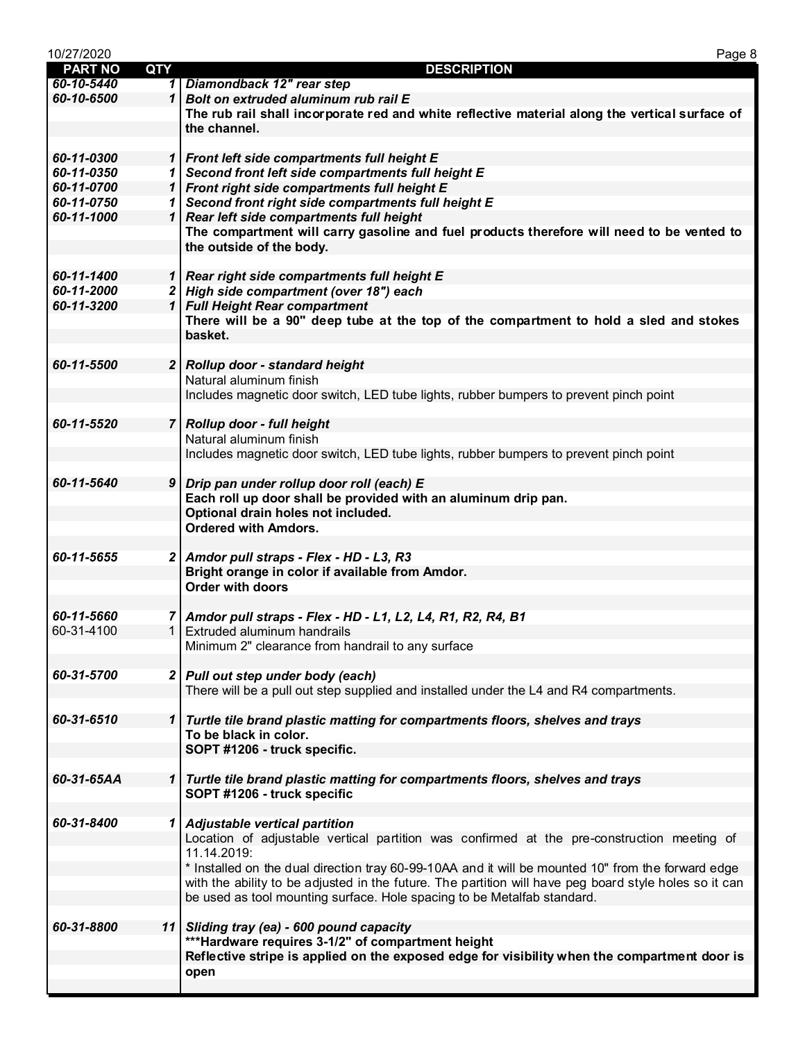| PART NO | QTY | DESCRIPTION |
|---|---|---|
| *60-10-5440* | *1* | ***Diamondback 12" rear step*** |
| *60-10-6500* | *1* | ***Bolt on extruded aluminum rub rail E*** |
| | | **The rub rail shall incorporate red and white reflective material along the vertical surface of the channel.** |
| | | |
| *60-11-0300* | *1* | ***Front left side compartments full height E*** |
| *60-11-0350* | *1* | ***Second front left side compartments full height E*** |
| *60-11-0700* | *1* | ***Front right side compartments full height E*** |
| *60-11-0750* | *1* | ***Second front right side compartments full height E*** |
| *60-11-1000* | *1* | ***Rear left side compartments full height*** |
| | | **The compartment will carry gasoline and fuel products therefore will need to be vented to the outside of the body.** |
| | | |
| *60-11-1400* | *1* | ***Rear right side compartments full height E*** |
| *60-11-2000* | *2* | ***High side compartment (over 18") each*** |
| *60-11-3200* | *1* | ***Full Height Rear compartment*** |
| | | **There will be a 90" deep tube at the top of the compartment to hold a sled and stokes basket.** |
| | | |
| *60-11-5500* | *2* | ***Rollup door - standard height*** |
| | | Natural aluminum finish |
| | | Includes magnetic door switch, LED tube lights, rubber bumpers to prevent pinch point |
| | | |
| *60-11-5520* | *7* | ***Rollup door - full height*** |
| | | Natural aluminum finish |
| | | Includes magnetic door switch, LED tube lights, rubber bumpers to prevent pinch point |
| | | |
| *60-11-5640* | *9* | ***Drip pan under rollup door roll (each) E*** |
| | | **Each roll up door shall be provided with an aluminum drip pan.** |
| | | **Optional drain holes not included.** |
| | | **Ordered with Amdors.** |
| | | |
| *60-11-5655* | *2* | ***Amdor pull straps - Flex - HD - L3, R3*** |
| | | **Bright orange in color if available from Amdor.** |
| | | **Order with doors** |
| | | |
| *60-11-5660* | *7* | ***Amdor pull straps - Flex - HD - L1, L2, L4, R1, R2, R4, B1*** |
| 60-31-4100 | 1 | Extruded aluminum handrails |
| | | Minimum 2" clearance from handrail to any surface |
| | | |
| *60-31-5700* | *2* | ***Pull out step under body (each)*** |
| | | There will be a pull out step supplied and installed under the L4 and R4 compartments. |
| | | |
| *60-31-6510* | *1* | ***Turtle tile brand plastic matting for compartments floors, shelves and trays*** |
| | | **To be black in color.** |
| | | **SOPT #1206 - truck specific.** |
| | | |
| *60-31-65AA* | *1* | ***Turtle tile brand plastic matting for compartments floors, shelves and trays*** |
| | | **SOPT #1206 - truck specific** |
| | | |
| *60-31-8400* | *1* | ***Adjustable vertical partition*** |
| | | Location of adjustable vertical partition was confirmed at the pre-construction meeting of 11.14.2019: |
| | | * Installed on the dual direction tray 60-99-10AA and it will be mounted 10" from the forward edge with the ability to be adjusted in the future. The partition will have peg board style holes so it can be used as tool mounting surface. Hole spacing to be Metalfab standard. |
| | | |
| *60-31-8800* | *11* | ***Sliding tray (ea) - 600 pound capacity*** |
| | | **\*\*\*Hardware requires 3-1/2" of compartment height** |
| | | **Reflective stripe is applied on the exposed edge for visibility when the compartment door is open** |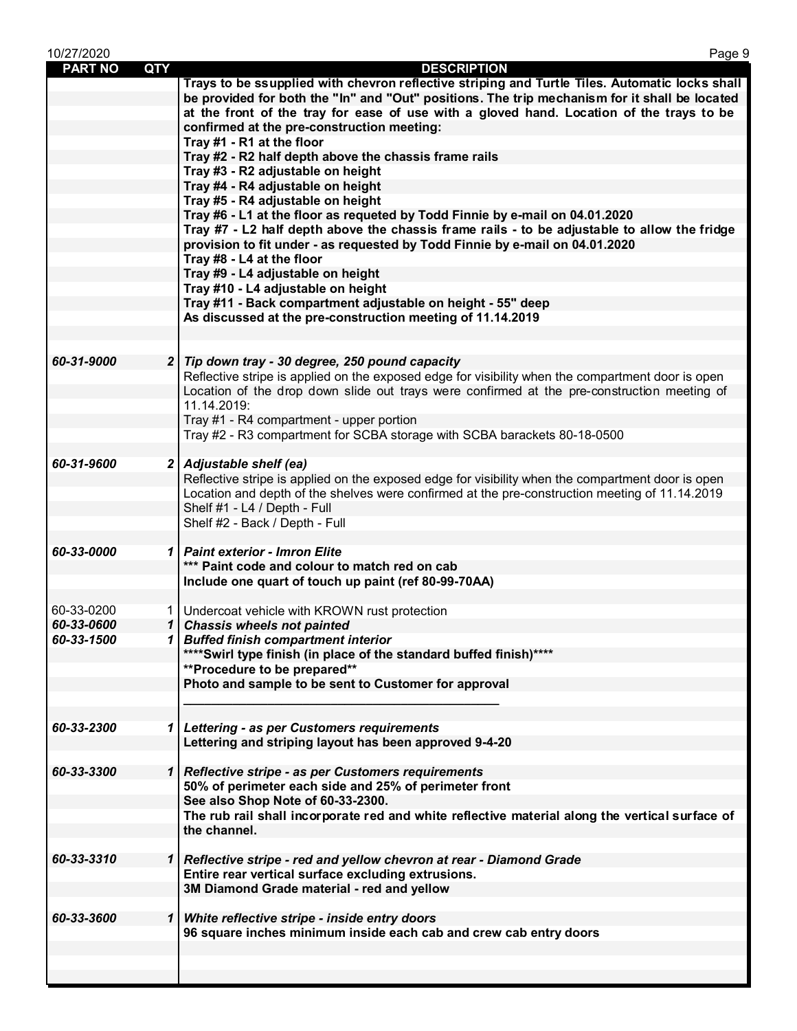| PART NO | QTY | DESCRIPTION |
|---|---|---|
| | | **Trays to be ssupplied with chevron reflective striping and Turtle Tiles. Automatic locks shall be provided for both the "In" and "Out" positions. The trip mechanism for it shall be located at the front of the tray for ease of use with a gloved hand. Location of the trays to be confirmed at the pre-construction meeting:** |
| | | **Tray #1 - R1 at the floor** |
| | | **Tray #2 - R2 half depth above the chassis frame rails** |
| | | **Tray #3 - R2 adjustable on height** |
| | | **Tray #4 - R4 adjustable on height** |
| | | **Tray #5 - R4 adjustable on height** |
| | | **Tray #6 - L1 at the floor as requeted by Todd Finnie by e-mail on 04.01.2020** |
| | | **Tray #7 - L2 half depth above the chassis frame rails - to be adjustable to allow the fridge provision to fit under - as requested by Todd Finnie by e-mail on 04.01.2020** |
| | | **Tray #8 - L4 at the floor** |
| | | **Tray #9 - L4 adjustable on height** |
| | | **Tray #10 - L4 adjustable on height** |
| | | **Tray #11 - Back compartment adjustable on height - 55" deep** |
| | | **As discussed at the pre-construction meeting of 11.14.2019** |
| | | |
| ***60-31-9000*** | ***2*** | ***Tip down tray - 30 degree, 250 pound capacity*** |
| | | Reflective stripe is applied on the exposed edge for visibility when the compartment door is open |
| | | Location of the drop down slide out trays were confirmed at the pre-construction meeting of 11.14.2019: |
| | | Tray #1 - R4 compartment - upper portion |
| | | Tray #2 - R3 compartment for SCBA storage with SCBA barackets 80-18-0500 |
| | | |
| ***60-31-9600*** | ***2*** | ***Adjustable shelf (ea)*** |
| | | Reflective stripe is applied on the exposed edge for visibility when the compartment door is open |
| | | Location and depth of the shelves were confirmed at the pre-construction meeting of 11.14.2019 |
| | | Shelf #1 - L4 / Depth - Full |
| | | Shelf #2 - Back / Depth - Full |
| | | |
| ***60-33-0000*** | ***1*** | ***Paint exterior - Imron Elite*** |
| | | **\*\*\* Paint code and colour to match red on cab** |
| | | **Include one quart of touch up paint (ref 80-99-70AA)** |
| | | |
| 60-33-0200 | 1 | Undercoat vehicle with KROWN rust protection |
| ***60-33-0600*** | ***1*** | ***Chassis wheels not painted*** |
| ***60-33-1500*** | ***1*** | ***Buffed finish compartment interior*** |
| | | **\*\*\*\*Swirl type finish (in place of the standard buffed finish)\*\*\*\*** |
| | | **\*\*Procedure to be prepared\*\*** |
| | | **Photo and sample to be sent to Customer for approval** |
| | | ______________________________________________ |
| | | |
| ***60-33-2300*** | ***1*** | ***Lettering - as per Customers requirements*** |
| | | **Lettering and striping layout has been approved 9-4-20** |
| | | |
| ***60-33-3300*** | ***1*** | ***Reflective stripe - as per Customers requirements*** |
| | | **50% of perimeter each side and 25% of perimeter front** |
| | | **See also Shop Note of 60-33-2300.** |
| | | **The rub rail shall incorporate red and white reflective material along the vertical surface of the channel.** |
| | | |
| ***60-33-3310*** | ***1*** | ***Reflective stripe - red and yellow chevron at rear - Diamond Grade*** |
| | | **Entire rear vertical surface excluding extrusions.** |
| | | **3M Diamond Grade material - red and yellow** |
| | | |
| ***60-33-3600*** | ***1*** | ***White reflective stripe - inside entry doors*** |
| | | **96 square inches minimum inside each cab and crew cab entry doors** |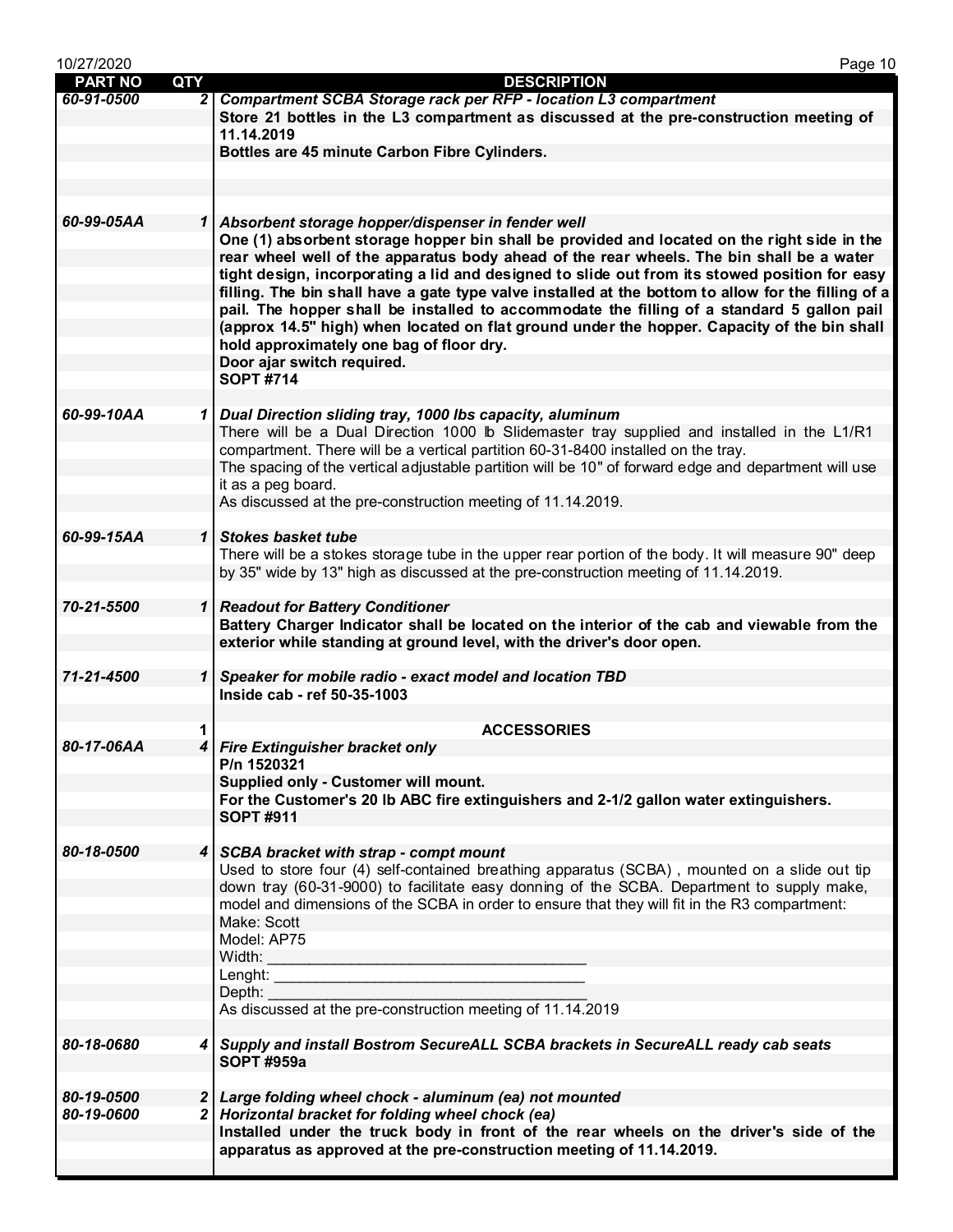| PART NO | QTY | DESCRIPTION |
|---|---|---|
| 60-91-0500 | 2 | ***Compartment SCBA Storage rack per RFP - location L3 compartment*** |
| | | **Store 21 bottles in the L3 compartment as discussed at the pre-construction meeting of 11.14.2019** |
| | | **Bottles are 45 minute Carbon Fibre Cylinders.** |
| 60-99-05AA | 1 | ***Absorbent storage hopper/dispenser in fender well*** |
| | | **One (1) absorbent storage hopper bin shall be provided and located on the right side in the rear wheel well of the apparatus body ahead of the rear wheels. The bin shall be a water tight design, incorporating a lid and designed to slide out from its stowed position for easy filling. The bin shall have a gate type valve installed at the bottom to allow for the filling of a pail. The hopper shall be installed to accommodate the filling of a standard 5 gallon pail (approx 14.5" high) when located on flat ground under the hopper. Capacity of the bin shall hold approximately one bag of floor dry.** |
| | | **Door ajar switch required.** |
| | | **SOPT #714** |
| 60-99-10AA | 1 | ***Dual Direction sliding tray, 1000 lbs capacity, aluminum*** |
| | | There will be a Dual Direction 1000 lb Slidemaster tray supplied and installed in the L1/R1 compartment. There will be a vertical partition 60-31-8400 installed on the tray. |
| | | The spacing of the vertical adjustable partition will be 10" of forward edge and department will use it as a peg board. |
| | | As discussed at the pre-construction meeting of 11.14.2019. |
| 60-99-15AA | 1 | ***Stokes basket tube*** |
| | | There will be a stokes storage tube in the upper rear portion of the body. It will measure 90" deep by 35" wide by 13" high as discussed at the pre-construction meeting of 11.14.2019. |
| 70-21-5500 | 1 | ***Readout for Battery Conditioner*** |
| | | **Battery Charger Indicator shall be located on the interior of the cab and viewable from the exterior while standing at ground level, with the driver's door open.** |
| 71-21-4500 | 1 | ***Speaker for mobile radio - exact model and location TBD*** |
| | | **Inside cab - ref 50-35-1003** |
| | 1 | **ACCESSORIES** |
| 80-17-06AA | 4 | ***Fire Extinguisher bracket only*** |
| | | **P/n 1520321** |
| | | **Supplied only - Customer will mount.** |
| | | **For the Customer's 20 lb ABC fire extinguishers and 2-1/2 gallon water extinguishers.** |
| | | **SOPT #911** |
| 80-18-0500 | 4 | ***SCBA bracket with strap - compt mount*** |
| | | Used to store four (4) self-contained breathing apparatus (SCBA) , mounted on a slide out tip down tray (60-31-9000) to facilitate easy donning of the SCBA. Department to supply make, model and dimensions of the SCBA in order to ensure that they will fit in the R3 compartment: |
| | | Make: Scott |
| | | Model: AP75 |
| | | Width: ______________________________________ |
| | | Lenght: _____________________________________ |
| | | Depth: ______________________________________ |
| | | As discussed at the pre-construction meeting of 11.14.2019 |
| 80-18-0680 | 4 | ***Supply and install Bostrom SecureALL SCBA brackets in SecureALL ready cab seats*** |
| | | **SOPT #959a** |
| 80-19-0500 | 2 | ***Large folding wheel chock - aluminum (ea) not mounted*** |
| 80-19-0600 | 2 | ***Horizontal bracket for folding wheel chock (ea)*** |
| | | **Installed under the truck body in front of the rear wheels on the driver's side of the apparatus as approved at the pre-construction meeting of 11.14.2019.** |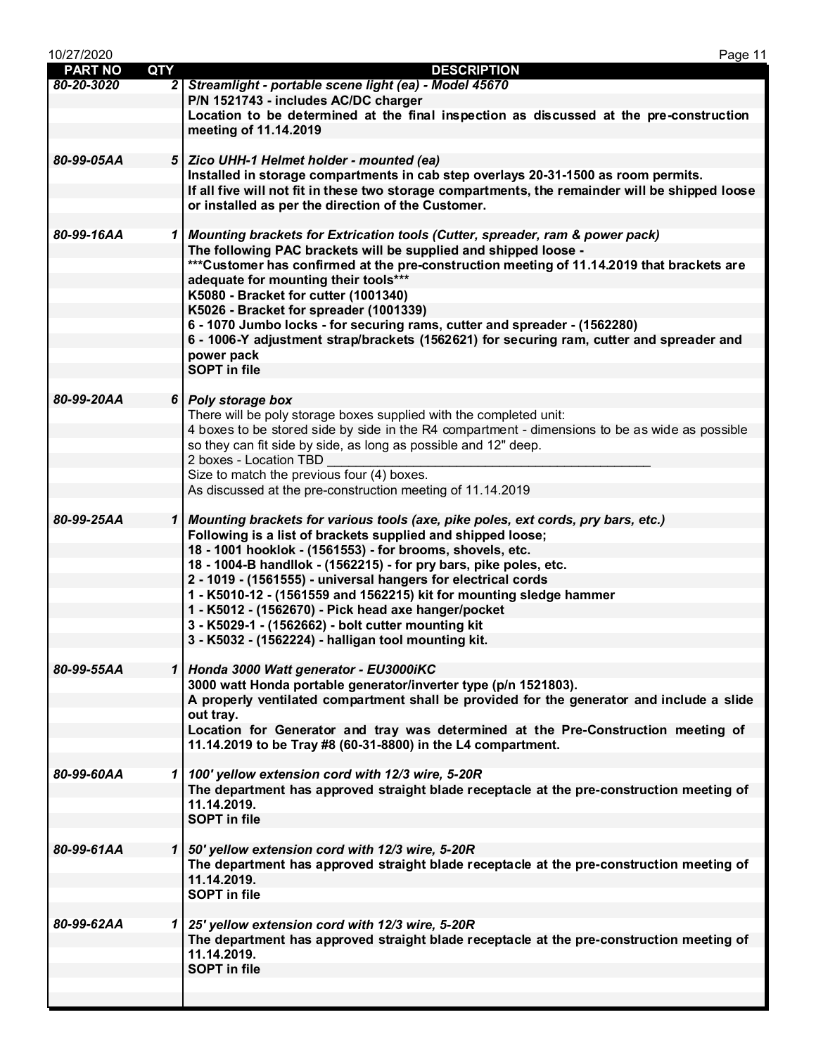| PART NO | QTY | DESCRIPTION |
|---|---|---|
| *80-20-3020* | 2 | ***Streamlight - portable scene light (ea) - Model 45670*** |
| | | **P/N 1521743 - includes AC/DC charger** |
| | | **Location to be determined at the final inspection as discussed at the pre-construction meeting of 11.14.2019** |
| *80-99-05AA* | 5 | ***Zico UHH-1 Helmet holder - mounted (ea)*** |
| | | **Installed in storage compartments in cab step overlays 20-31-1500 as room permits.** |
| | | **If all five will not fit in these two storage compartments, the remainder will be shipped loose or installed as per the direction of the Customer.** |
| *80-99-16AA* | 1 | ***Mounting brackets for Extrication tools (Cutter, spreader, ram & power pack)*** |
| | | **The following PAC brackets will be supplied and shipped loose -** |
| | | **\*\*\*Customer has confirmed at the pre-construction meeting of 11.14.2019 that brackets are adequate for mounting their tools\*\*\*** |
| | | **K5080 - Bracket for cutter (1001340)** |
| | | **K5026 - Bracket for spreader (1001339)** |
| | | **6 - 1070 Jumbo locks - for securing rams, cutter and spreader - (1562280)** |
| | | **6 - 1006-Y adjustment strap/brackets (1562621) for securing ram, cutter and spreader and power pack** |
| | | **SOPT in file** |
| *80-99-20AA* | 6 | ***Poly storage box*** |
| | | There will be poly storage boxes supplied with the completed unit: |
| | | 4 boxes to be stored side by side in the R4 compartment - dimensions to be as wide as possible so they can fit side by side, as long as possible and 12" deep. |
| | | 2 boxes - Location TBD ____________________________________________ |
| | | Size to match the previous four (4) boxes. |
| | | As discussed at the pre-construction meeting of 11.14.2019 |
| *80-99-25AA* | 1 | ***Mounting brackets for various tools (axe, pike poles, ext cords, pry bars, etc.)*** |
| | | **Following is a list of brackets supplied and shipped loose;** |
| | | **18 - 1001 hooklok - (1561553) - for brooms, shovels, etc.** |
| | | **18 - 1004-B handllok - (1562215) - for pry bars, pike poles, etc.** |
| | | **2 - 1019 - (1561555) - universal hangers for electrical cords** |
| | | **1 - K5010-12 - (1561559 and 1562215) kit for mounting sledge hammer** |
| | | **1 - K5012 - (1562670) - Pick head axe hanger/pocket** |
| | | **3 - K5029-1 - (1562662) - bolt cutter mounting kit** |
| | | **3 - K5032 - (1562224) - halligan tool mounting kit.** |
| *80-99-55AA* | 1 | ***Honda 3000 Watt generator - EU3000iKC*** |
| | | **3000 watt Honda portable generator/inverter type (p/n 1521803).** |
| | | **A properly ventilated compartment shall be provided for the generator and include a slide out tray.** |
| | | **Location for Generator and tray was determined at the Pre-Construction meeting of 11.14.2019 to be Tray #8 (60-31-8800) in the L4 compartment.** |
| *80-99-60AA* | 1 | ***100' yellow extension cord with 12/3 wire, 5-20R*** |
| | | **The department has approved straight blade receptacle at the pre-construction meeting of 11.14.2019.** |
| | | **SOPT in file** |
| *80-99-61AA* | 1 | ***50' yellow extension cord with 12/3 wire, 5-20R*** |
| | | **The department has approved straight blade receptacle at the pre-construction meeting of 11.14.2019.** |
| | | **SOPT in file** |
| *80-99-62AA* | 1 | ***25' yellow extension cord with 12/3 wire, 5-20R*** |
| | | **The department has approved straight blade receptacle at the pre-construction meeting of 11.14.2019.** |
| | | **SOPT in file** |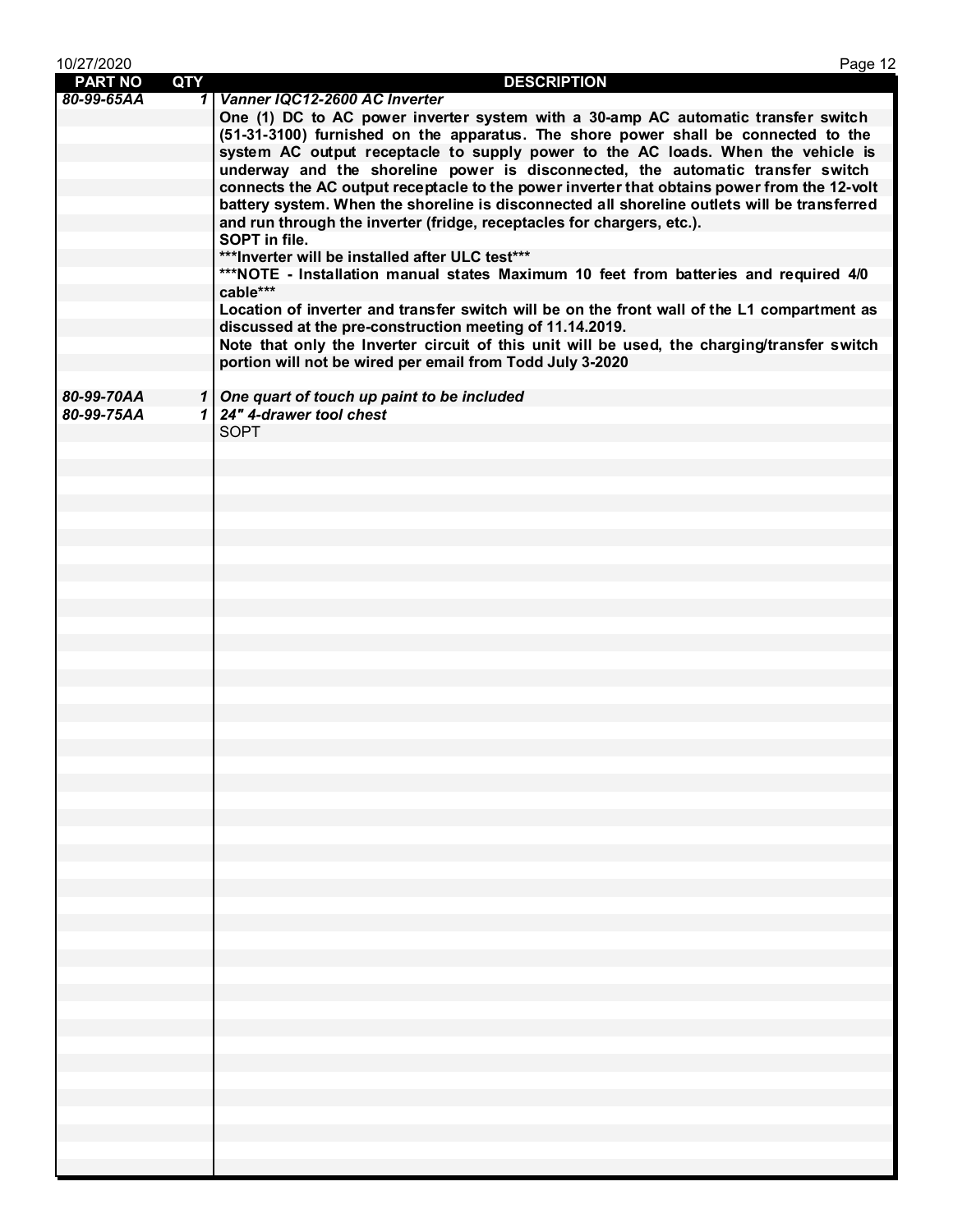| PART NO | QTY | DESCRIPTION |
|---|---|---|
| *80-99-65AA* | *1* | ***Vanner IQC12-2600 AC Inverter*** |
| | | **One (1) DC to AC power inverter system with a 30-amp AC automatic transfer switch (51-31-3100) furnished on the apparatus. The shore power shall be connected to the system AC output receptacle to supply power to the AC loads. When the vehicle is underway and the shoreline power is disconnected, the automatic transfer switch connects the AC output receptacle to the power inverter that obtains power from the 12-volt battery system. When the shoreline is disconnected all shoreline outlets will be transferred and run through the inverter (fridge, receptacles for chargers, etc.).** |
| | | **SOPT in file.** |
| | | **\*\*\*Inverter will be installed after ULC test\*\*\*** |
| | | **\*\*\*NOTE - Installation manual states Maximum 10 feet from batteries and required 4/0 cable\*\*\*** |
| | | **Location of inverter and transfer switch will be on the front wall of the L1 compartment as discussed at the pre-construction meeting of 11.14.2019.** |
| | | **Note that only the Inverter circuit of this unit will be used, the charging/transfer switch portion will not be wired per email from Todd July 3-2020** |
| *80-99-70AA* | *1* | ***One quart of touch up paint to be included*** |
| *80-99-75AA* | *1* | ***24" 4-drawer tool chest*** |
| | | SOPT |